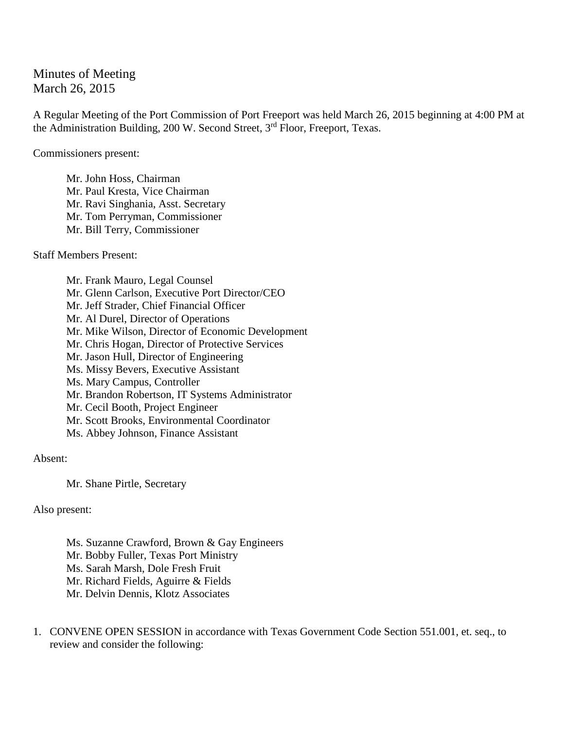# Minutes of Meeting
March 26, 2015

A Regular Meeting of the Port Commission of Port Freeport was held March 26, 2015 beginning at 4:00 PM at the Administration Building, 200 W. Second Street, 3rd Floor, Freeport, Texas.

Commissioners present:

Mr. John Hoss, Chairman
Mr. Paul Kresta, Vice Chairman
Mr. Ravi Singhania, Asst. Secretary
Mr. Tom Perryman, Commissioner
Mr. Bill Terry, Commissioner

Staff Members Present:

Mr. Frank Mauro, Legal Counsel
Mr. Glenn Carlson, Executive Port Director/CEO
Mr. Jeff Strader, Chief Financial Officer
Mr. Al Durel, Director of Operations
Mr. Mike Wilson, Director of Economic Development
Mr. Chris Hogan, Director of Protective Services
Mr. Jason Hull, Director of Engineering
Ms. Missy Bevers, Executive Assistant
Ms. Mary Campus, Controller
Mr. Brandon Robertson, IT Systems Administrator
Mr. Cecil Booth, Project Engineer
Mr. Scott Brooks, Environmental Coordinator
Ms. Abbey Johnson, Finance Assistant

Absent:

Mr. Shane Pirtle, Secretary

Also present:

Ms. Suzanne Crawford, Brown & Gay Engineers
Mr. Bobby Fuller, Texas Port Ministry
Ms. Sarah Marsh, Dole Fresh Fruit
Mr. Richard Fields, Aguirre & Fields
Mr. Delvin Dennis, Klotz Associates

1. CONVENE OPEN SESSION in accordance with Texas Government Code Section 551.001, et. seq., to review and consider the following: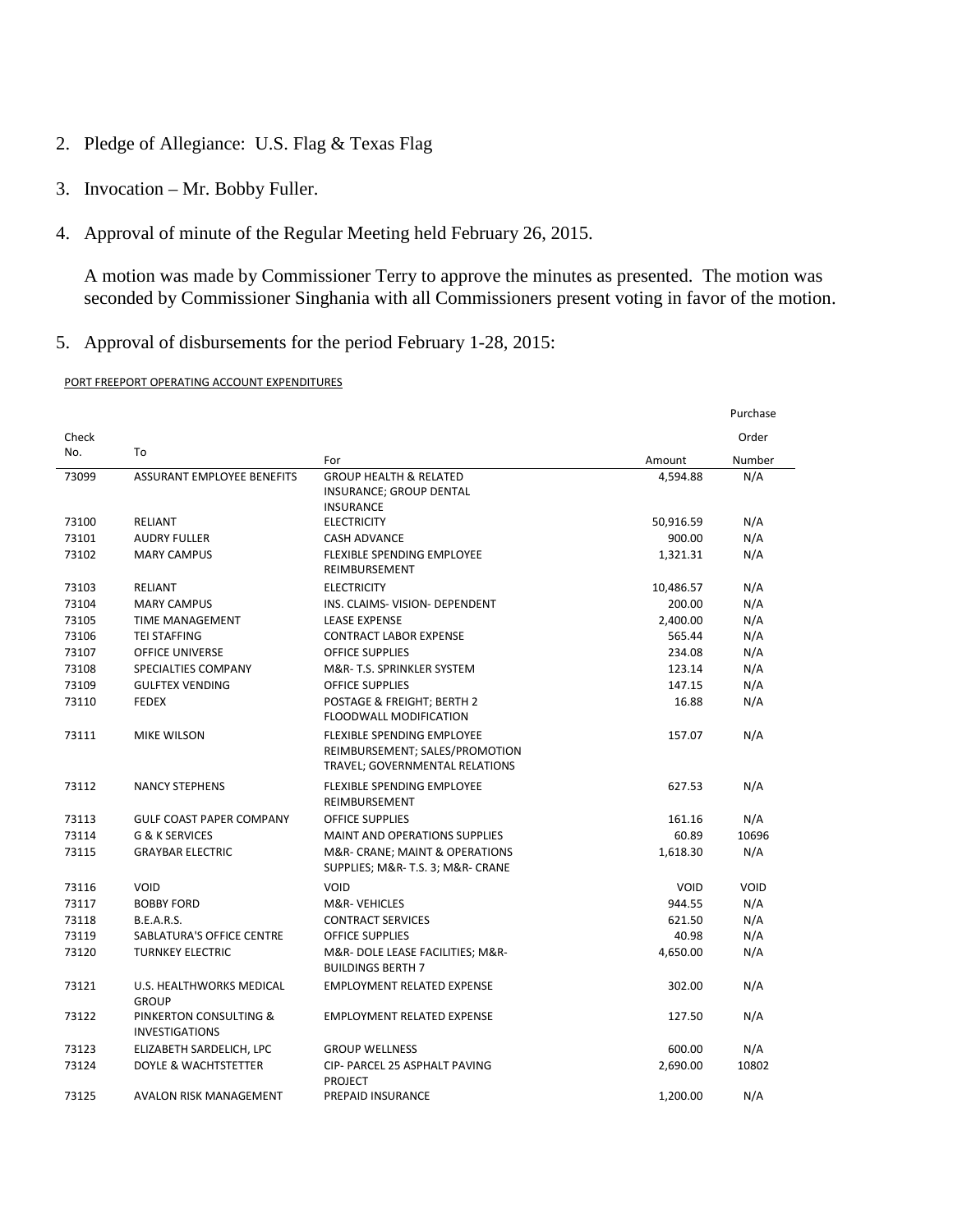2. Pledge of Allegiance: U.S. Flag & Texas Flag

3. Invocation – Mr. Bobby Fuller.

4. Approval of minute of the Regular Meeting held February 26, 2015.

   A motion was made by Commissioner Terry to approve the minutes as presented. The motion was seconded by Commissioner Singhania with all Commissioners present voting in favor of the motion.

5. Approval of disbursements for the period February 1-28, 2015:

PORT FREEPORT OPERATING ACCOUNT EXPENDITURES

| Check No. | To | For | Amount | Purchase Order Number |
|---|---|---|---|---|
| 73099 | ASSURANT EMPLOYEE BENEFITS | GROUP HEALTH & RELATED INSURANCE; GROUP DENTAL INSURANCE | 4,594.88 | N/A |
| 73100 | RELIANT | ELECTRICITY | 50,916.59 | N/A |
| 73101 | AUDRY FULLER | CASH ADVANCE | 900.00 | N/A |
| 73102 | MARY CAMPUS | FLEXIBLE SPENDING EMPLOYEE REIMBURSEMENT | 1,321.31 | N/A |
| 73103 | RELIANT | ELECTRICITY | 10,486.57 | N/A |
| 73104 | MARY CAMPUS | INS. CLAIMS- VISION- DEPENDENT | 200.00 | N/A |
| 73105 | TIME MANAGEMENT | LEASE EXPENSE | 2,400.00 | N/A |
| 73106 | TEI STAFFING | CONTRACT LABOR EXPENSE | 565.44 | N/A |
| 73107 | OFFICE UNIVERSE | OFFICE SUPPLIES | 234.08 | N/A |
| 73108 | SPECIALTIES COMPANY | M&R- T.S. SPRINKLER SYSTEM | 123.14 | N/A |
| 73109 | GULFTEX VENDING | OFFICE SUPPLIES | 147.15 | N/A |
| 73110 | FEDEX | POSTAGE & FREIGHT; BERTH 2 FLOODWALL MODIFICATION | 16.88 | N/A |
| 73111 | MIKE WILSON | FLEXIBLE SPENDING EMPLOYEE REIMBURSEMENT; SALES/PROMOTION TRAVEL; GOVERNMENTAL RELATIONS | 157.07 | N/A |
| 73112 | NANCY STEPHENS | FLEXIBLE SPENDING EMPLOYEE REIMBURSEMENT | 627.53 | N/A |
| 73113 | GULF COAST PAPER COMPANY | OFFICE SUPPLIES | 161.16 | N/A |
| 73114 | G & K SERVICES | MAINT AND OPERATIONS SUPPLIES | 60.89 | 10696 |
| 73115 | GRAYBAR ELECTRIC | M&R- CRANE; MAINT & OPERATIONS SUPPLIES; M&R- T.S. 3; M&R- CRANE | 1,618.30 | N/A |
| 73116 | VOID | VOID | VOID | VOID |
| 73117 | BOBBY FORD | M&R- VEHICLES | 944.55 | N/A |
| 73118 | B.E.A.R.S. | CONTRACT SERVICES | 621.50 | N/A |
| 73119 | SABLATURA'S OFFICE CENTRE | OFFICE SUPPLIES | 40.98 | N/A |
| 73120 | TURNKEY ELECTRIC | M&R- DOLE LEASE FACILITIES; M&R- BUILDINGS BERTH 7 | 4,650.00 | N/A |
| 73121 | U.S. HEALTHWORKS MEDICAL GROUP | EMPLOYMENT RELATED EXPENSE | 302.00 | N/A |
| 73122 | PINKERTON CONSULTING & INVESTIGATIONS | EMPLOYMENT RELATED EXPENSE | 127.50 | N/A |
| 73123 | ELIZABETH SARDELICH, LPC | GROUP WELLNESS | 600.00 | N/A |
| 73124 | DOYLE & WACHTSTETTER | CIP- PARCEL 25 ASPHALT PAVING PROJECT | 2,690.00 | 10802 |
| 73125 | AVALON RISK MANAGEMENT | PREPAID INSURANCE | 1,200.00 | N/A |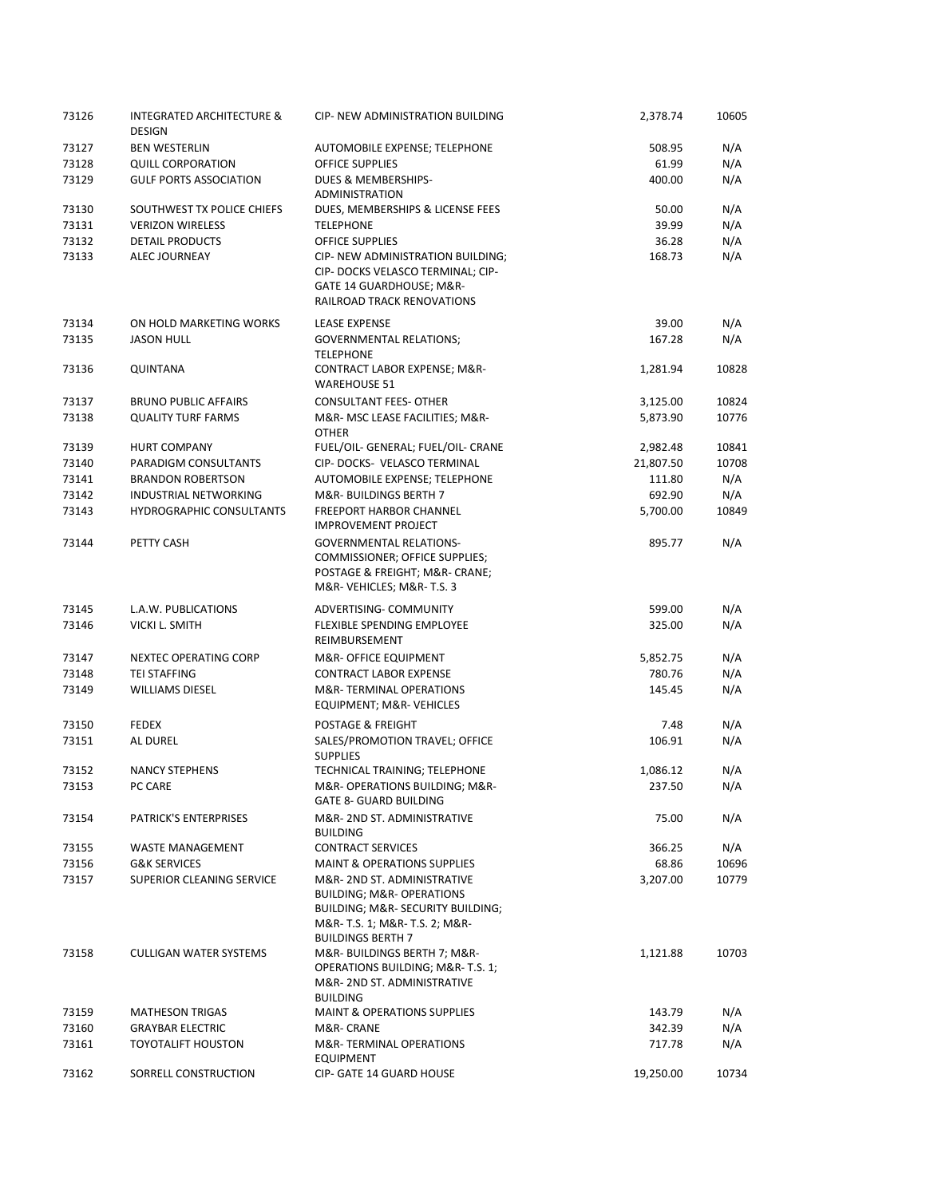| | | | | |
|---|---|---|---|---|
| 73126 | INTEGRATED ARCHITECTURE & DESIGN | CIP- NEW ADMINISTRATION BUILDING | 2,378.74 | 10605 |
| 73127 | BEN WESTERLIN | AUTOMOBILE EXPENSE; TELEPHONE | 508.95 | N/A |
| 73128 | QUILL CORPORATION | OFFICE SUPPLIES | 61.99 | N/A |
| 73129 | GULF PORTS ASSOCIATION | DUES & MEMBERSHIPS- ADMINISTRATION | 400.00 | N/A |
| 73130 | SOUTHWEST TX POLICE CHIEFS | DUES, MEMBERSHIPS & LICENSE FEES | 50.00 | N/A |
| 73131 | VERIZON WIRELESS | TELEPHONE | 39.99 | N/A |
| 73132 | DETAIL PRODUCTS | OFFICE SUPPLIES | 36.28 | N/A |
| 73133 | ALEC JOURNEAY | CIP- NEW ADMINISTRATION BUILDING; CIP- DOCKS VELASCO TERMINAL; CIP- GATE 14 GUARDHOUSE; M&R- RAILROAD TRACK RENOVATIONS | 168.73 | N/A |
| 73134 | ON HOLD MARKETING WORKS | LEASE EXPENSE | 39.00 | N/A |
| 73135 | JASON HULL | GOVERNMENTAL RELATIONS; TELEPHONE | 167.28 | N/A |
| 73136 | QUINTANA | CONTRACT LABOR EXPENSE; M&R- WAREHOUSE 51 | 1,281.94 | 10828 |
| 73137 | BRUNO PUBLIC AFFAIRS | CONSULTANT FEES- OTHER | 3,125.00 | 10824 |
| 73138 | QUALITY TURF FARMS | M&R- MSC LEASE FACILITIES; M&R- OTHER | 5,873.90 | 10776 |
| 73139 | HURT COMPANY | FUEL/OIL- GENERAL; FUEL/OIL- CRANE | 2,982.48 | 10841 |
| 73140 | PARADIGM CONSULTANTS | CIP- DOCKS- VELASCO TERMINAL | 21,807.50 | 10708 |
| 73141 | BRANDON ROBERTSON | AUTOMOBILE EXPENSE; TELEPHONE | 111.80 | N/A |
| 73142 | INDUSTRIAL NETWORKING | M&R- BUILDINGS BERTH 7 | 692.90 | N/A |
| 73143 | HYDROGRAPHIC CONSULTANTS | FREEPORT HARBOR CHANNEL IMPROVEMENT PROJECT | 5,700.00 | 10849 |
| 73144 | PETTY CASH | GOVERNMENTAL RELATIONS- COMMISSIONER; OFFICE SUPPLIES; POSTAGE & FREIGHT; M&R- CRANE; M&R- VEHICLES; M&R- T.S. 3 | 895.77 | N/A |
| 73145 | L.A.W. PUBLICATIONS | ADVERTISING- COMMUNITY | 599.00 | N/A |
| 73146 | VICKI L. SMITH | FLEXIBLE SPENDING EMPLOYEE REIMBURSEMENT | 325.00 | N/A |
| 73147 | NEXTEC OPERATING CORP | M&R- OFFICE EQUIPMENT | 5,852.75 | N/A |
| 73148 | TEI STAFFING | CONTRACT LABOR EXPENSE | 780.76 | N/A |
| 73149 | WILLIAMS DIESEL | M&R- TERMINAL OPERATIONS EQUIPMENT; M&R- VEHICLES | 145.45 | N/A |
| 73150 | FEDEX | POSTAGE & FREIGHT | 7.48 | N/A |
| 73151 | AL DUREL | SALES/PROMOTION TRAVEL; OFFICE SUPPLIES | 106.91 | N/A |
| 73152 | NANCY STEPHENS | TECHNICAL TRAINING; TELEPHONE | 1,086.12 | N/A |
| 73153 | PC CARE | M&R- OPERATIONS BUILDING; M&R- GATE 8- GUARD BUILDING | 237.50 | N/A |
| 73154 | PATRICK'S ENTERPRISES | M&R- 2ND ST. ADMINISTRATIVE BUILDING | 75.00 | N/A |
| 73155 | WASTE MANAGEMENT | CONTRACT SERVICES | 366.25 | N/A |
| 73156 | G&K SERVICES | MAINT & OPERATIONS SUPPLIES | 68.86 | 10696 |
| 73157 | SUPERIOR CLEANING SERVICE | M&R- 2ND ST. ADMINISTRATIVE BUILDING; M&R- OPERATIONS BUILDING; M&R- SECURITY BUILDING; M&R- T.S. 1; M&R- T.S. 2; M&R- BUILDINGS BERTH 7 | 3,207.00 | 10779 |
| 73158 | CULLIGAN WATER SYSTEMS | M&R- BUILDINGS BERTH 7; M&R- OPERATIONS BUILDING; M&R- T.S. 1; M&R- 2ND ST. ADMINISTRATIVE BUILDING | 1,121.88 | 10703 |
| 73159 | MATHESON TRIGAS | MAINT & OPERATIONS SUPPLIES | 143.79 | N/A |
| 73160 | GRAYBAR ELECTRIC | M&R- CRANE | 342.39 | N/A |
| 73161 | TOYOTALIFT HOUSTON | M&R- TERMINAL OPERATIONS EQUIPMENT | 717.78 | N/A |
| 73162 | SORRELL CONSTRUCTION | CIP- GATE 14 GUARD HOUSE | 19,250.00 | 10734 |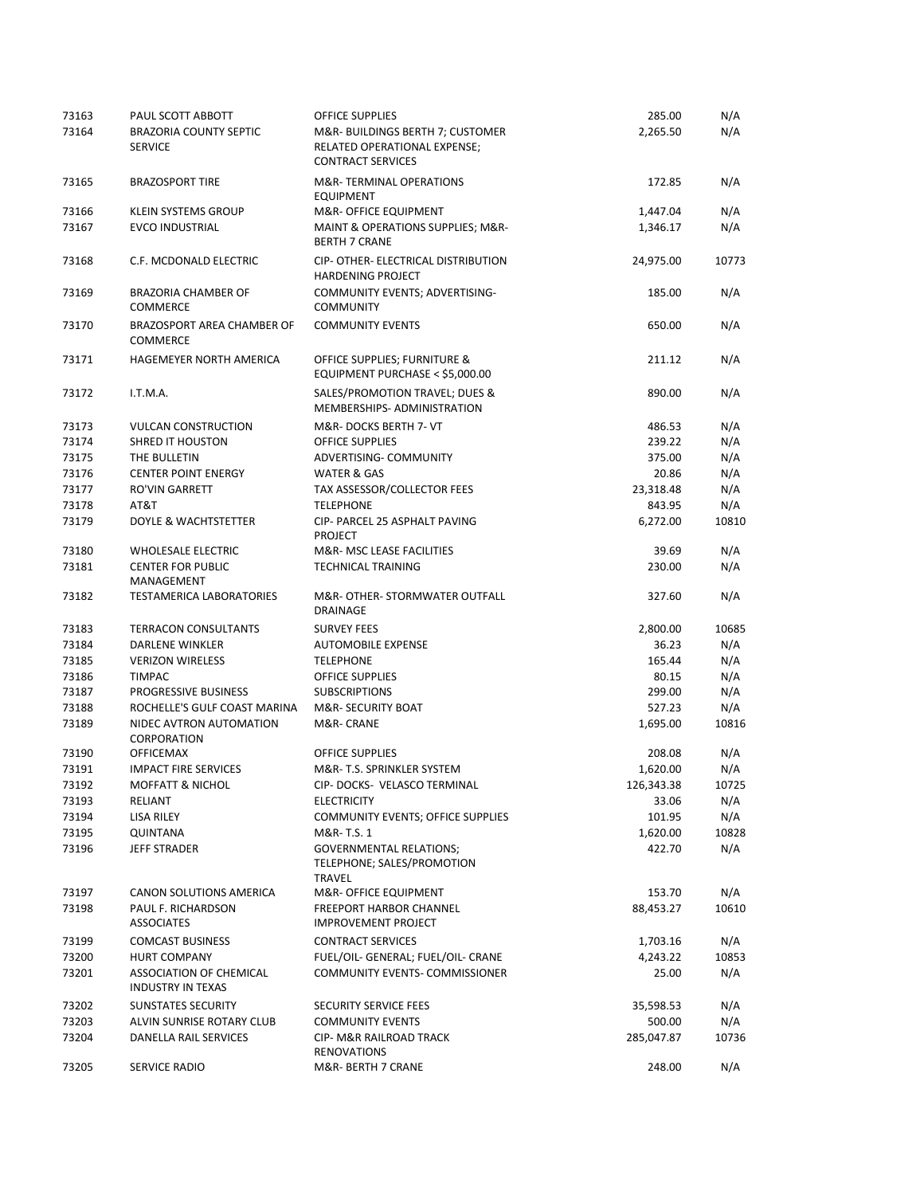| | | | | |
|---|---|---|---|---|
| 73163 | PAUL SCOTT ABBOTT | OFFICE SUPPLIES | 285.00 | N/A |
| 73164 | BRAZORIA COUNTY SEPTIC SERVICE | M&R- BUILDINGS BERTH 7; CUSTOMER RELATED OPERATIONAL EXPENSE; CONTRACT SERVICES | 2,265.50 | N/A |
| 73165 | BRAZOSPORT TIRE | M&R- TERMINAL OPERATIONS EQUIPMENT | 172.85 | N/A |
| 73166 | KLEIN SYSTEMS GROUP | M&R- OFFICE EQUIPMENT | 1,447.04 | N/A |
| 73167 | EVCO INDUSTRIAL | MAINT & OPERATIONS SUPPLIES; M&R- BERTH 7 CRANE | 1,346.17 | N/A |
| 73168 | C.F. MCDONALD ELECTRIC | CIP- OTHER- ELECTRICAL DISTRIBUTION HARDENING PROJECT | 24,975.00 | 10773 |
| 73169 | BRAZORIA CHAMBER OF COMMERCE | COMMUNITY EVENTS; ADVERTISING- COMMUNITY | 185.00 | N/A |
| 73170 | BRAZOSPORT AREA CHAMBER OF COMMERCE | COMMUNITY EVENTS | 650.00 | N/A |
| 73171 | HAGEMEYER NORTH AMERICA | OFFICE SUPPLIES; FURNITURE & EQUIPMENT PURCHASE < $5,000.00 | 211.12 | N/A |
| 73172 | I.T.M.A. | SALES/PROMOTION TRAVEL; DUES & MEMBERSHIPS- ADMINISTRATION | 890.00 | N/A |
| 73173 | VULCAN CONSTRUCTION | M&R- DOCKS BERTH 7- VT | 486.53 | N/A |
| 73174 | SHRED IT HOUSTON | OFFICE SUPPLIES | 239.22 | N/A |
| 73175 | THE BULLETIN | ADVERTISING- COMMUNITY | 375.00 | N/A |
| 73176 | CENTER POINT ENERGY | WATER & GAS | 20.86 | N/A |
| 73177 | RO'VIN GARRETT | TAX ASSESSOR/COLLECTOR FEES | 23,318.48 | N/A |
| 73178 | AT&T | TELEPHONE | 843.95 | N/A |
| 73179 | DOYLE & WACHTSTETTER | CIP- PARCEL 25 ASPHALT PAVING PROJECT | 6,272.00 | 10810 |
| 73180 | WHOLESALE ELECTRIC | M&R- MSC LEASE FACILITIES | 39.69 | N/A |
| 73181 | CENTER FOR PUBLIC MANAGEMENT | TECHNICAL TRAINING | 230.00 | N/A |
| 73182 | TESTAMERICA LABORATORIES | M&R- OTHER- STORMWATER OUTFALL DRAINAGE | 327.60 | N/A |
| 73183 | TERRACON CONSULTANTS | SURVEY FEES | 2,800.00 | 10685 |
| 73184 | DARLENE WINKLER | AUTOMOBILE EXPENSE | 36.23 | N/A |
| 73185 | VERIZON WIRELESS | TELEPHONE | 165.44 | N/A |
| 73186 | TIMPAC | OFFICE SUPPLIES | 80.15 | N/A |
| 73187 | PROGRESSIVE BUSINESS | SUBSCRIPTIONS | 299.00 | N/A |
| 73188 | ROCHELLE'S GULF COAST MARINA | M&R- SECURITY BOAT | 527.23 | N/A |
| 73189 | NIDEC AVTRON AUTOMATION CORPORATION | M&R- CRANE | 1,695.00 | 10816 |
| 73190 | OFFICEMAX | OFFICE SUPPLIES | 208.08 | N/A |
| 73191 | IMPACT FIRE SERVICES | M&R- T.S. SPRINKLER SYSTEM | 1,620.00 | N/A |
| 73192 | MOFFATT & NICHOL | CIP- DOCKS- VELASCO TERMINAL | 126,343.38 | 10725 |
| 73193 | RELIANT | ELECTRICITY | 33.06 | N/A |
| 73194 | LISA RILEY | COMMUNITY EVENTS; OFFICE SUPPLIES | 101.95 | N/A |
| 73195 | QUINTANA | M&R- T.S. 1 | 1,620.00 | 10828 |
| 73196 | JEFF STRADER | GOVERNMENTAL RELATIONS; TELEPHONE; SALES/PROMOTION TRAVEL | 422.70 | N/A |
| 73197 | CANON SOLUTIONS AMERICA | M&R- OFFICE EQUIPMENT | 153.70 | N/A |
| 73198 | PAUL F. RICHARDSON ASSOCIATES | FREEPORT HARBOR CHANNEL IMPROVEMENT PROJECT | 88,453.27 | 10610 |
| 73199 | COMCAST BUSINESS | CONTRACT SERVICES | 1,703.16 | N/A |
| 73200 | HURT COMPANY | FUEL/OIL- GENERAL; FUEL/OIL- CRANE | 4,243.22 | 10853 |
| 73201 | ASSOCIATION OF CHEMICAL INDUSTRY IN TEXAS | COMMUNITY EVENTS- COMMISSIONER | 25.00 | N/A |
| 73202 | SUNSTATES SECURITY | SECURITY SERVICE FEES | 35,598.53 | N/A |
| 73203 | ALVIN SUNRISE ROTARY CLUB | COMMUNITY EVENTS | 500.00 | N/A |
| 73204 | DANELLA RAIL SERVICES | CIP- M&R RAILROAD TRACK RENOVATIONS | 285,047.87 | 10736 |
| 73205 | SERVICE RADIO | M&R- BERTH 7 CRANE | 248.00 | N/A |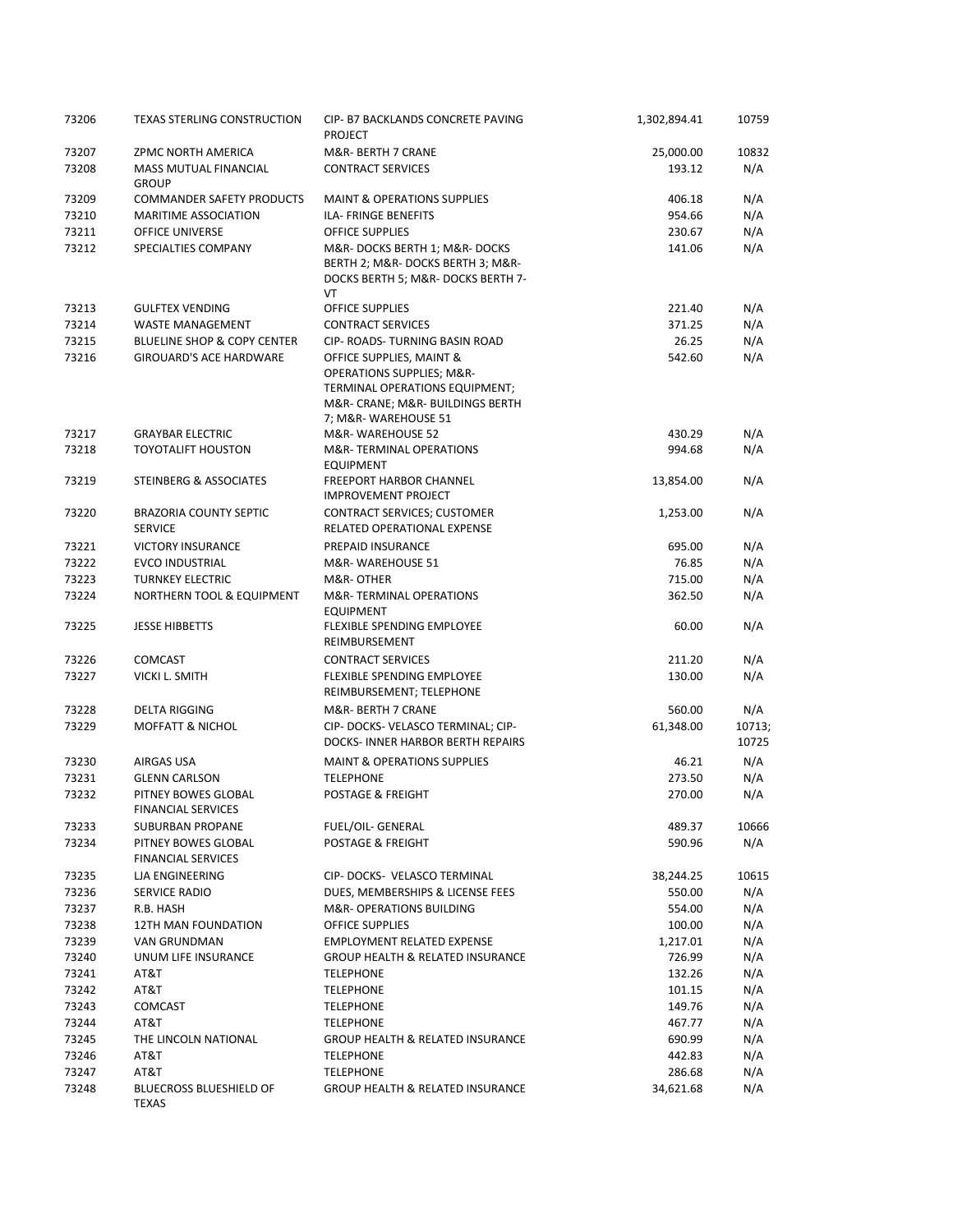| | | | | |
|---|---|---|---|---|
| 73206 | TEXAS STERLING CONSTRUCTION | CIP- B7 BACKLANDS CONCRETE PAVING PROJECT | 1,302,894.41 | 10759 |
| 73207 | ZPMC NORTH AMERICA | M&R- BERTH 7 CRANE | 25,000.00 | 10832 |
| 73208 | MASS MUTUAL FINANCIAL GROUP | CONTRACT SERVICES | 193.12 | N/A |
| 73209 | COMMANDER SAFETY PRODUCTS | MAINT & OPERATIONS SUPPLIES | 406.18 | N/A |
| 73210 | MARITIME ASSOCIATION | ILA- FRINGE BENEFITS | 954.66 | N/A |
| 73211 | OFFICE UNIVERSE | OFFICE SUPPLIES | 230.67 | N/A |
| 73212 | SPECIALTIES COMPANY | M&R- DOCKS BERTH 1; M&R- DOCKS BERTH 2; M&R- DOCKS BERTH 3; M&R- DOCKS BERTH 5; M&R- DOCKS BERTH 7- VT | 141.06 | N/A |
| 73213 | GULFTEX VENDING | OFFICE SUPPLIES | 221.40 | N/A |
| 73214 | WASTE MANAGEMENT | CONTRACT SERVICES | 371.25 | N/A |
| 73215 | BLUELINE SHOP & COPY CENTER | CIP- ROADS- TURNING BASIN ROAD | 26.25 | N/A |
| 73216 | GIROUARD'S ACE HARDWARE | OFFICE SUPPLIES, MAINT & OPERATIONS SUPPLIES; M&R- TERMINAL OPERATIONS EQUIPMENT; M&R- CRANE; M&R- BUILDINGS BERTH 7; M&R- WAREHOUSE 51 | 542.60 | N/A |
| 73217 | GRAYBAR ELECTRIC | M&R- WAREHOUSE 52 | 430.29 | N/A |
| 73218 | TOYOTALIFT HOUSTON | M&R- TERMINAL OPERATIONS EQUIPMENT | 994.68 | N/A |
| 73219 | STEINBERG & ASSOCIATES | FREEPORT HARBOR CHANNEL IMPROVEMENT PROJECT | 13,854.00 | N/A |
| 73220 | BRAZORIA COUNTY SEPTIC SERVICE | CONTRACT SERVICES; CUSTOMER RELATED OPERATIONAL EXPENSE | 1,253.00 | N/A |
| 73221 | VICTORY INSURANCE | PREPAID INSURANCE | 695.00 | N/A |
| 73222 | EVCO INDUSTRIAL | M&R- WAREHOUSE 51 | 76.85 | N/A |
| 73223 | TURNKEY ELECTRIC | M&R- OTHER | 715.00 | N/A |
| 73224 | NORTHERN TOOL & EQUIPMENT | M&R- TERMINAL OPERATIONS EQUIPMENT | 362.50 | N/A |
| 73225 | JESSE HIBBETTS | FLEXIBLE SPENDING EMPLOYEE REIMBURSEMENT | 60.00 | N/A |
| 73226 | COMCAST | CONTRACT SERVICES | 211.20 | N/A |
| 73227 | VICKI L. SMITH | FLEXIBLE SPENDING EMPLOYEE REIMBURSEMENT; TELEPHONE | 130.00 | N/A |
| 73228 | DELTA RIGGING | M&R- BERTH 7 CRANE | 560.00 | N/A |
| 73229 | MOFFATT & NICHOL | CIP- DOCKS- VELASCO TERMINAL; CIP- DOCKS- INNER HARBOR BERTH REPAIRS | 61,348.00 | 10713; 10725 |
| 73230 | AIRGAS USA | MAINT & OPERATIONS SUPPLIES | 46.21 | N/A |
| 73231 | GLENN CARLSON | TELEPHONE | 273.50 | N/A |
| 73232 | PITNEY BOWES GLOBAL FINANCIAL SERVICES | POSTAGE & FREIGHT | 270.00 | N/A |
| 73233 | SUBURBAN PROPANE | FUEL/OIL- GENERAL | 489.37 | 10666 |
| 73234 | PITNEY BOWES GLOBAL FINANCIAL SERVICES | POSTAGE & FREIGHT | 590.96 | N/A |
| 73235 | LJA ENGINEERING | CIP- DOCKS- VELASCO TERMINAL | 38,244.25 | 10615 |
| 73236 | SERVICE RADIO | DUES, MEMBERSHIPS & LICENSE FEES | 550.00 | N/A |
| 73237 | R.B. HASH | M&R- OPERATIONS BUILDING | 554.00 | N/A |
| 73238 | 12TH MAN FOUNDATION | OFFICE SUPPLIES | 100.00 | N/A |
| 73239 | VAN GRUNDMAN | EMPLOYMENT RELATED EXPENSE | 1,217.01 | N/A |
| 73240 | UNUM LIFE INSURANCE | GROUP HEALTH & RELATED INSURANCE | 726.99 | N/A |
| 73241 | AT&T | TELEPHONE | 132.26 | N/A |
| 73242 | AT&T | TELEPHONE | 101.15 | N/A |
| 73243 | COMCAST | TELEPHONE | 149.76 | N/A |
| 73244 | AT&T | TELEPHONE | 467.77 | N/A |
| 73245 | THE LINCOLN NATIONAL | GROUP HEALTH & RELATED INSURANCE | 690.99 | N/A |
| 73246 | AT&T | TELEPHONE | 442.83 | N/A |
| 73247 | AT&T | TELEPHONE | 286.68 | N/A |
| 73248 | BLUECROSS BLUESHIELD OF TEXAS | GROUP HEALTH & RELATED INSURANCE | 34,621.68 | N/A |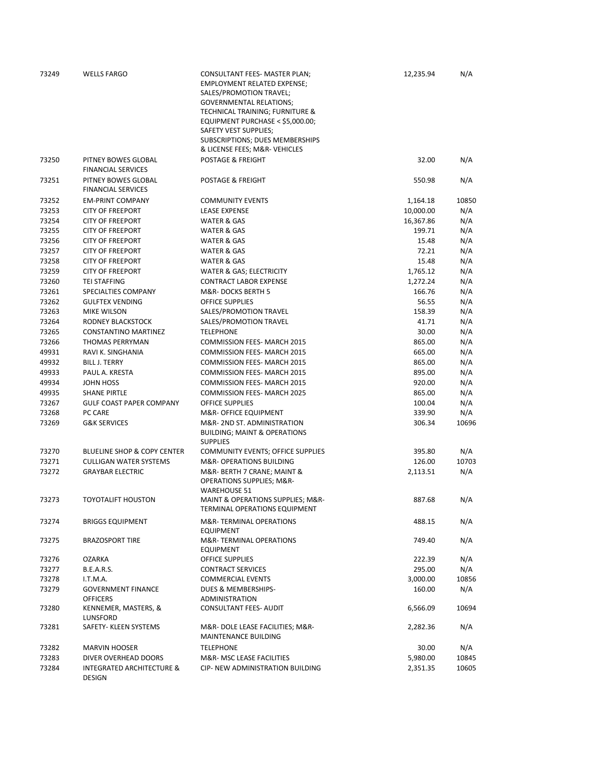| | | | | |
|---|---|---|---|---|
| 73249 | WELLS FARGO | CONSULTANT FEES- MASTER PLAN; EMPLOYMENT RELATED EXPENSE; SALES/PROMOTION TRAVEL; GOVERNMENTAL RELATIONS; TECHNICAL TRAINING; FURNITURE & EQUIPMENT PURCHASE < $5,000.00; SAFETY VEST SUPPLIES; SUBSCRIPTIONS; DUES MEMBERSHIPS & LICENSE FEES; M&R- VEHICLES | 12,235.94 | N/A |
| 73250 | PITNEY BOWES GLOBAL FINANCIAL SERVICES | POSTAGE & FREIGHT | 32.00 | N/A |
| 73251 | PITNEY BOWES GLOBAL FINANCIAL SERVICES | POSTAGE & FREIGHT | 550.98 | N/A |
| 73252 | EM-PRINT COMPANY | COMMUNITY EVENTS | 1,164.18 | 10850 |
| 73253 | CITY OF FREEPORT | LEASE EXPENSE | 10,000.00 | N/A |
| 73254 | CITY OF FREEPORT | WATER & GAS | 16,367.86 | N/A |
| 73255 | CITY OF FREEPORT | WATER & GAS | 199.71 | N/A |
| 73256 | CITY OF FREEPORT | WATER & GAS | 15.48 | N/A |
| 73257 | CITY OF FREEPORT | WATER & GAS | 72.21 | N/A |
| 73258 | CITY OF FREEPORT | WATER & GAS | 15.48 | N/A |
| 73259 | CITY OF FREEPORT | WATER & GAS; ELECTRICITY | 1,765.12 | N/A |
| 73260 | TEI STAFFING | CONTRACT LABOR EXPENSE | 1,272.24 | N/A |
| 73261 | SPECIALTIES COMPANY | M&R- DOCKS BERTH 5 | 166.76 | N/A |
| 73262 | GULFTEX VENDING | OFFICE SUPPLIES | 56.55 | N/A |
| 73263 | MIKE WILSON | SALES/PROMOTION TRAVEL | 158.39 | N/A |
| 73264 | RODNEY BLACKSTOCK | SALES/PROMOTION TRAVEL | 41.71 | N/A |
| 73265 | CONSTANTINO MARTINEZ | TELEPHONE | 30.00 | N/A |
| 73266 | THOMAS PERRYMAN | COMMISSION FEES- MARCH 2015 | 865.00 | N/A |
| 49931 | RAVI K. SINGHANIA | COMMISSION FEES- MARCH 2015 | 665.00 | N/A |
| 49932 | BILL J. TERRY | COMMISSION FEES- MARCH 2015 | 865.00 | N/A |
| 49933 | PAUL A. KRESTA | COMMISSION FEES- MARCH 2015 | 895.00 | N/A |
| 49934 | JOHN HOSS | COMMISSION FEES- MARCH 2015 | 920.00 | N/A |
| 49935 | SHANE PIRTLE | COMMISSION FEES- MARCH 2025 | 865.00 | N/A |
| 73267 | GULF COAST PAPER COMPANY | OFFICE SUPPLIES | 100.04 | N/A |
| 73268 | PC CARE | M&R- OFFICE EQUIPMENT | 339.90 | N/A |
| 73269 | G&K SERVICES | M&R- 2ND ST. ADMINISTRATION BUILDING; MAINT & OPERATIONS SUPPLIES | 306.34 | 10696 |
| 73270 | BLUELINE SHOP & COPY CENTER | COMMUNITY EVENTS; OFFICE SUPPLIES | 395.80 | N/A |
| 73271 | CULLIGAN WATER SYSTEMS | M&R- OPERATIONS BUILDING | 126.00 | 10703 |
| 73272 | GRAYBAR ELECTRIC | M&R- BERTH 7 CRANE; MAINT & OPERATIONS SUPPLIES; M&R- WAREHOUSE 51 | 2,113.51 | N/A |
| 73273 | TOYOTALIFT HOUSTON | MAINT & OPERATIONS SUPPLIES; M&R- TERMINAL OPERATIONS EQUIPMENT | 887.68 | N/A |
| 73274 | BRIGGS EQUIPMENT | M&R- TERMINAL OPERATIONS EQUIPMENT | 488.15 | N/A |
| 73275 | BRAZOSPORT TIRE | M&R- TERMINAL OPERATIONS EQUIPMENT | 749.40 | N/A |
| 73276 | OZARKA | OFFICE SUPPLIES | 222.39 | N/A |
| 73277 | B.E.A.R.S. | CONTRACT SERVICES | 295.00 | N/A |
| 73278 | I.T.M.A. | COMMERCIAL EVENTS | 3,000.00 | 10856 |
| 73279 | GOVERNMENT FINANCE OFFICERS | DUES & MEMBERSHIPS- ADMINISTRATION | 160.00 | N/A |
| 73280 | KENNEMER, MASTERS, & LUNSFORD | CONSULTANT FEES- AUDIT | 6,566.09 | 10694 |
| 73281 | SAFETY- KLEEN SYSTEMS | M&R- DOLE LEASE FACILITIES; M&R- MAINTENANCE BUILDING | 2,282.36 | N/A |
| 73282 | MARVIN HOOSER | TELEPHONE | 30.00 | N/A |
| 73283 | DIVER OVERHEAD DOORS | M&R- MSC LEASE FACILITIES | 5,980.00 | 10845 |
| 73284 | INTEGRATED ARCHITECTURE & DESIGN | CIP- NEW ADMINISTRATION BUILDING | 2,351.35 | 10605 |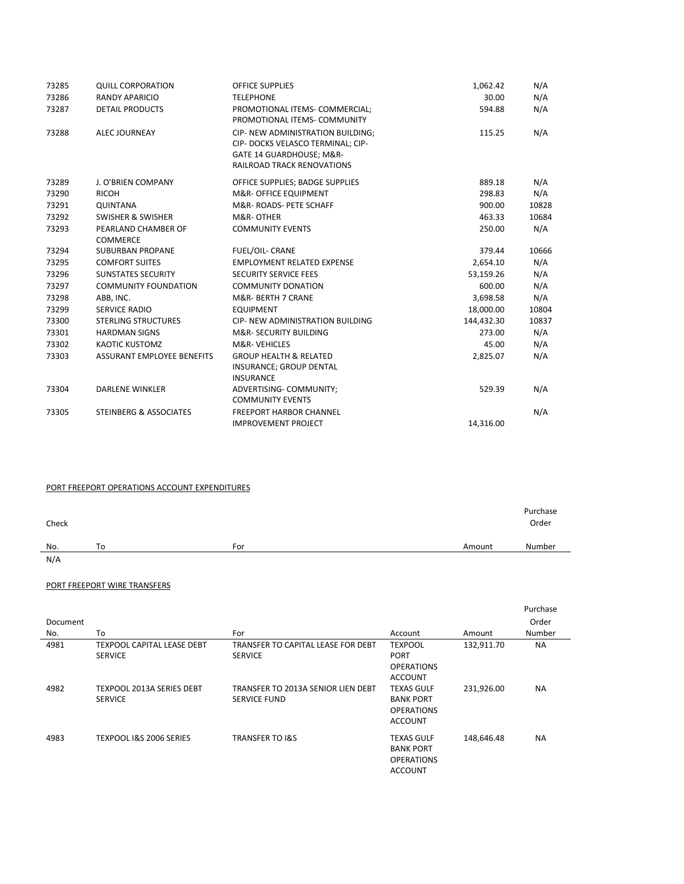| | | | | |
|---|---|---|---|---|
| 73285 | QUILL CORPORATION | OFFICE SUPPLIES | 1,062.42 | N/A |
| 73286 | RANDY APARICIO | TELEPHONE | 30.00 | N/A |
| 73287 | DETAIL PRODUCTS | PROMOTIONAL ITEMS- COMMERCIAL; PROMOTIONAL ITEMS- COMMUNITY | 594.88 | N/A |
| 73288 | ALEC JOURNEAY | CIP- NEW ADMINISTRATION BUILDING; CIP- DOCKS VELASCO TERMINAL; CIP- GATE 14 GUARDHOUSE; M&R- RAILROAD TRACK RENOVATIONS | 115.25 | N/A |
| 73289 | J. O'BRIEN COMPANY | OFFICE SUPPLIES; BADGE SUPPLIES | 889.18 | N/A |
| 73290 | RICOH | M&R- OFFICE EQUIPMENT | 298.83 | N/A |
| 73291 | QUINTANA | M&R- ROADS- PETE SCHAFF | 900.00 | 10828 |
| 73292 | SWISHER & SWISHER | M&R- OTHER | 463.33 | 10684 |
| 73293 | PEARLAND CHAMBER OF COMMERCE | COMMUNITY EVENTS | 250.00 | N/A |
| 73294 | SUBURBAN PROPANE | FUEL/OIL- CRANE | 379.44 | 10666 |
| 73295 | COMFORT SUITES | EMPLOYMENT RELATED EXPENSE | 2,654.10 | N/A |
| 73296 | SUNSTATES SECURITY | SECURITY SERVICE FEES | 53,159.26 | N/A |
| 73297 | COMMUNITY FOUNDATION | COMMUNITY DONATION | 600.00 | N/A |
| 73298 | ABB, INC. | M&R- BERTH 7 CRANE | 3,698.58 | N/A |
| 73299 | SERVICE RADIO | EQUIPMENT | 18,000.00 | 10804 |
| 73300 | STERLING STRUCTURES | CIP- NEW ADMINISTRATION BUILDING | 144,432.30 | 10837 |
| 73301 | HARDMAN SIGNS | M&R- SECURITY BUILDING | 273.00 | N/A |
| 73302 | KAOTIC KUSTOMZ | M&R- VEHICLES | 45.00 | N/A |
| 73303 | ASSURANT EMPLOYEE BENEFITS | GROUP HEALTH & RELATED INSURANCE; GROUP DENTAL INSURANCE | 2,825.07 | N/A |
| 73304 | DARLENE WINKLER | ADVERTISING- COMMUNITY; COMMUNITY EVENTS | 529.39 | N/A |
| 73305 | STEINBERG & ASSOCIATES | FREEPORT HARBOR CHANNEL IMPROVEMENT PROJECT | 14,316.00 | N/A |

PORT FREEPORT OPERATIONS ACCOUNT EXPENDITURES

| Check No. | To | For | Amount | Purchase Order Number |
|---|---|---|---|---|
| N/A | | | | |

PORT FREEPORT WIRE TRANSFERS

| Document No. | To | For | Account | Amount | Purchase Order Number |
|---|---|---|---|---|---|
| 4981 | TEXPOOL CAPITAL LEASE DEBT SERVICE | TRANSFER TO CAPITAL LEASE FOR DEBT SERVICE | TEXPOOL PORT OPERATIONS ACCOUNT | 132,911.70 | NA |
| 4982 | TEXPOOL 2013A SERIES DEBT SERVICE | TRANSFER TO 2013A SENIOR LIEN DEBT SERVICE FUND | TEXAS GULF BANK PORT OPERATIONS ACCOUNT | 231,926.00 | NA |
| 4983 | TEXPOOL I&S 2006 SERIES | TRANSFER TO I&S | TEXAS GULF BANK PORT OPERATIONS ACCOUNT | 148,646.48 | NA |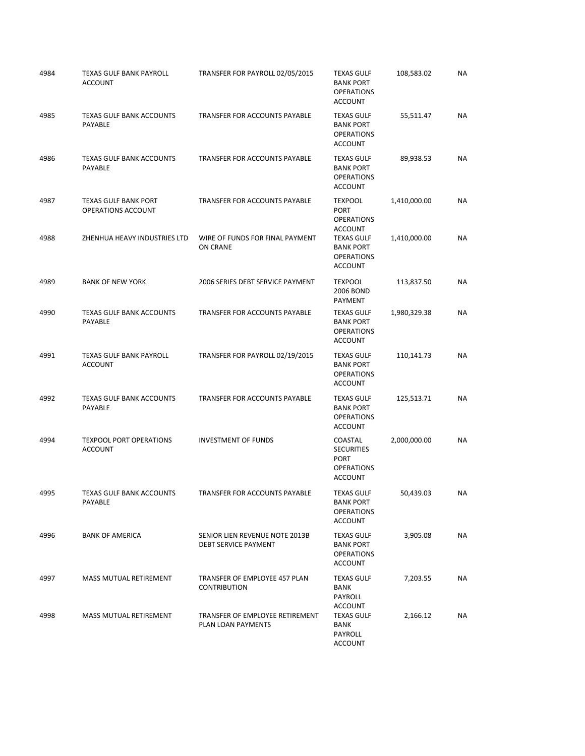| | | | | | |
|---|---|---|---|---|---|
| 4984 | TEXAS GULF BANK PAYROLL ACCOUNT | TRANSFER FOR PAYROLL 02/05/2015 | TEXAS GULF BANK PORT OPERATIONS ACCOUNT | 108,583.02 | NA |
| 4985 | TEXAS GULF BANK ACCOUNTS PAYABLE | TRANSFER FOR ACCOUNTS PAYABLE | TEXAS GULF BANK PORT OPERATIONS ACCOUNT | 55,511.47 | NA |
| 4986 | TEXAS GULF BANK ACCOUNTS PAYABLE | TRANSFER FOR ACCOUNTS PAYABLE | TEXAS GULF BANK PORT OPERATIONS ACCOUNT | 89,938.53 | NA |
| 4987 | TEXAS GULF BANK PORT OPERATIONS ACCOUNT | TRANSFER FOR ACCOUNTS PAYABLE | TEXPOOL PORT OPERATIONS ACCOUNT | 1,410,000.00 | NA |
| 4988 | ZHENHUA HEAVY INDUSTRIES LTD | WIRE OF FUNDS FOR FINAL PAYMENT ON CRANE | TEXAS GULF BANK PORT OPERATIONS ACCOUNT | 1,410,000.00 | NA |
| 4989 | BANK OF NEW YORK | 2006 SERIES DEBT SERVICE PAYMENT | TEXPOOL 2006 BOND PAYMENT | 113,837.50 | NA |
| 4990 | TEXAS GULF BANK ACCOUNTS PAYABLE | TRANSFER FOR ACCOUNTS PAYABLE | TEXAS GULF BANK PORT OPERATIONS ACCOUNT | 1,980,329.38 | NA |
| 4991 | TEXAS GULF BANK PAYROLL ACCOUNT | TRANSFER FOR PAYROLL 02/19/2015 | TEXAS GULF BANK PORT OPERATIONS ACCOUNT | 110,141.73 | NA |
| 4992 | TEXAS GULF BANK ACCOUNTS PAYABLE | TRANSFER FOR ACCOUNTS PAYABLE | TEXAS GULF BANK PORT OPERATIONS ACCOUNT | 125,513.71 | NA |
| 4994 | TEXPOOL PORT OPERATIONS ACCOUNT | INVESTMENT OF FUNDS | COASTAL SECURITIES PORT OPERATIONS ACCOUNT | 2,000,000.00 | NA |
| 4995 | TEXAS GULF BANK ACCOUNTS PAYABLE | TRANSFER FOR ACCOUNTS PAYABLE | TEXAS GULF BANK PORT OPERATIONS ACCOUNT | 50,439.03 | NA |
| 4996 | BANK OF AMERICA | SENIOR LIEN REVENUE NOTE 2013B DEBT SERVICE PAYMENT | TEXAS GULF BANK PORT OPERATIONS ACCOUNT | 3,905.08 | NA |
| 4997 | MASS MUTUAL RETIREMENT | TRANSFER OF EMPLOYEE 457 PLAN CONTRIBUTION | TEXAS GULF BANK PAYROLL ACCOUNT | 7,203.55 | NA |
| 4998 | MASS MUTUAL RETIREMENT | TRANSFER OF EMPLOYEE RETIREMENT PLAN LOAN PAYMENTS | TEXAS GULF BANK PAYROLL ACCOUNT | 2,166.12 | NA |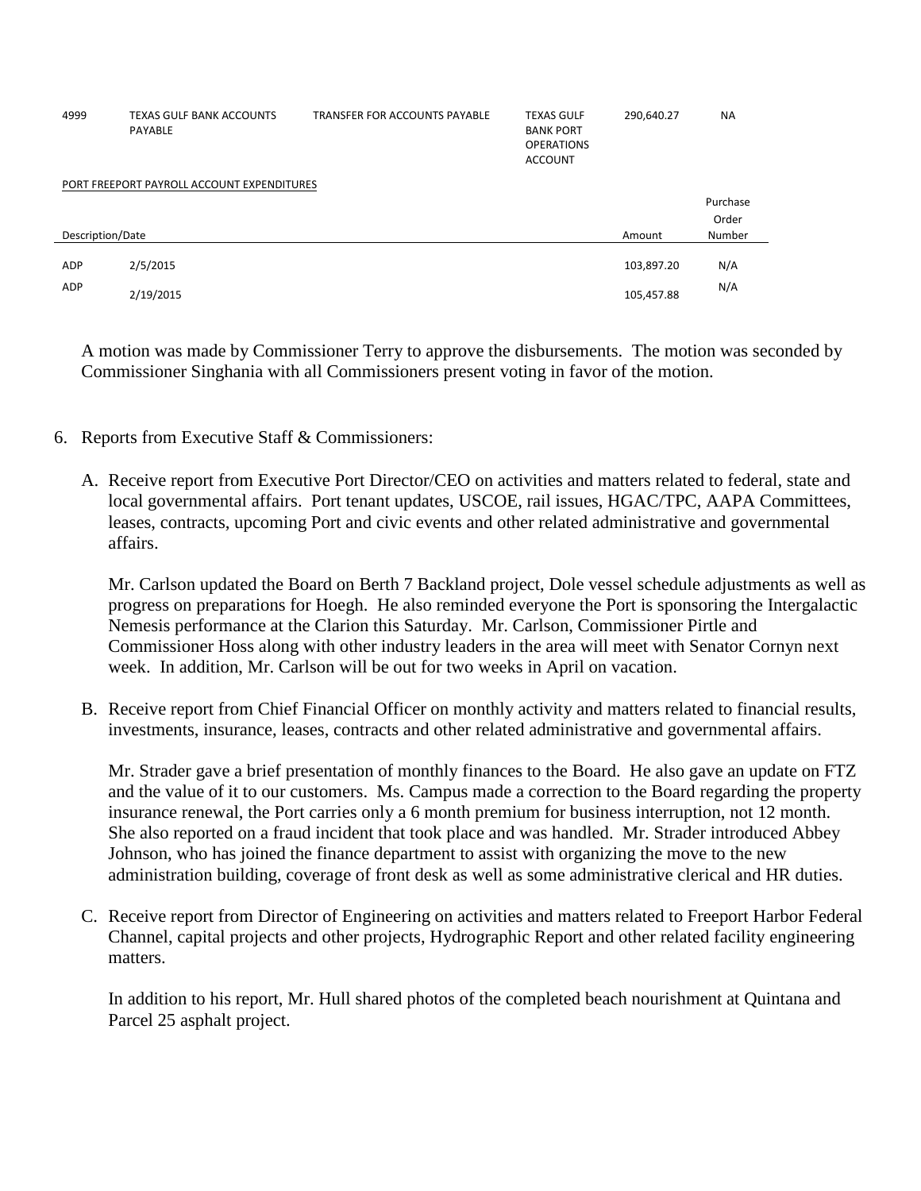| | | | | | |
|---|---|---|---|---|---|
| 4999 | TEXAS GULF BANK ACCOUNTS PAYABLE | TRANSFER FOR ACCOUNTS PAYABLE | TEXAS GULF BANK PORT OPERATIONS ACCOUNT | 290,640.27 | NA |

PORT FREEPORT PAYROLL ACCOUNT EXPENDITURES

| Description/Date | | Amount | Purchase Order Number |
|---|---|---|---|
| ADP | 2/5/2015 | 103,897.20 | N/A |
| ADP | 2/19/2015 | 105,457.88 | N/A |

A motion was made by Commissioner Terry to approve the disbursements. The motion was seconded by Commissioner Singhania with all Commissioners present voting in favor of the motion.

6. Reports from Executive Staff & Commissioners:

   A. Receive report from Executive Port Director/CEO on activities and matters related to federal, state and local governmental affairs. Port tenant updates, USCOE, rail issues, HGAC/TPC, AAPA Committees, leases, contracts, upcoming Port and civic events and other related administrative and governmental affairs.

      Mr. Carlson updated the Board on Berth 7 Backland project, Dole vessel schedule adjustments as well as progress on preparations for Hoegh. He also reminded everyone the Port is sponsoring the Intergalactic Nemesis performance at the Clarion this Saturday. Mr. Carlson, Commissioner Pirtle and Commissioner Hoss along with other industry leaders in the area will meet with Senator Cornyn next week. In addition, Mr. Carlson will be out for two weeks in April on vacation.

   B. Receive report from Chief Financial Officer on monthly activity and matters related to financial results, investments, insurance, leases, contracts and other related administrative and governmental affairs.

      Mr. Strader gave a brief presentation of monthly finances to the Board. He also gave an update on FTZ and the value of it to our customers. Ms. Campus made a correction to the Board regarding the property insurance renewal, the Port carries only a 6 month premium for business interruption, not 12 month. She also reported on a fraud incident that took place and was handled. Mr. Strader introduced Abbey Johnson, who has joined the finance department to assist with organizing the move to the new administration building, coverage of front desk as well as some administrative clerical and HR duties.

   C. Receive report from Director of Engineering on activities and matters related to Freeport Harbor Federal Channel, capital projects and other projects, Hydrographic Report and other related facility engineering matters.

      In addition to his report, Mr. Hull shared photos of the completed beach nourishment at Quintana and Parcel 25 asphalt project.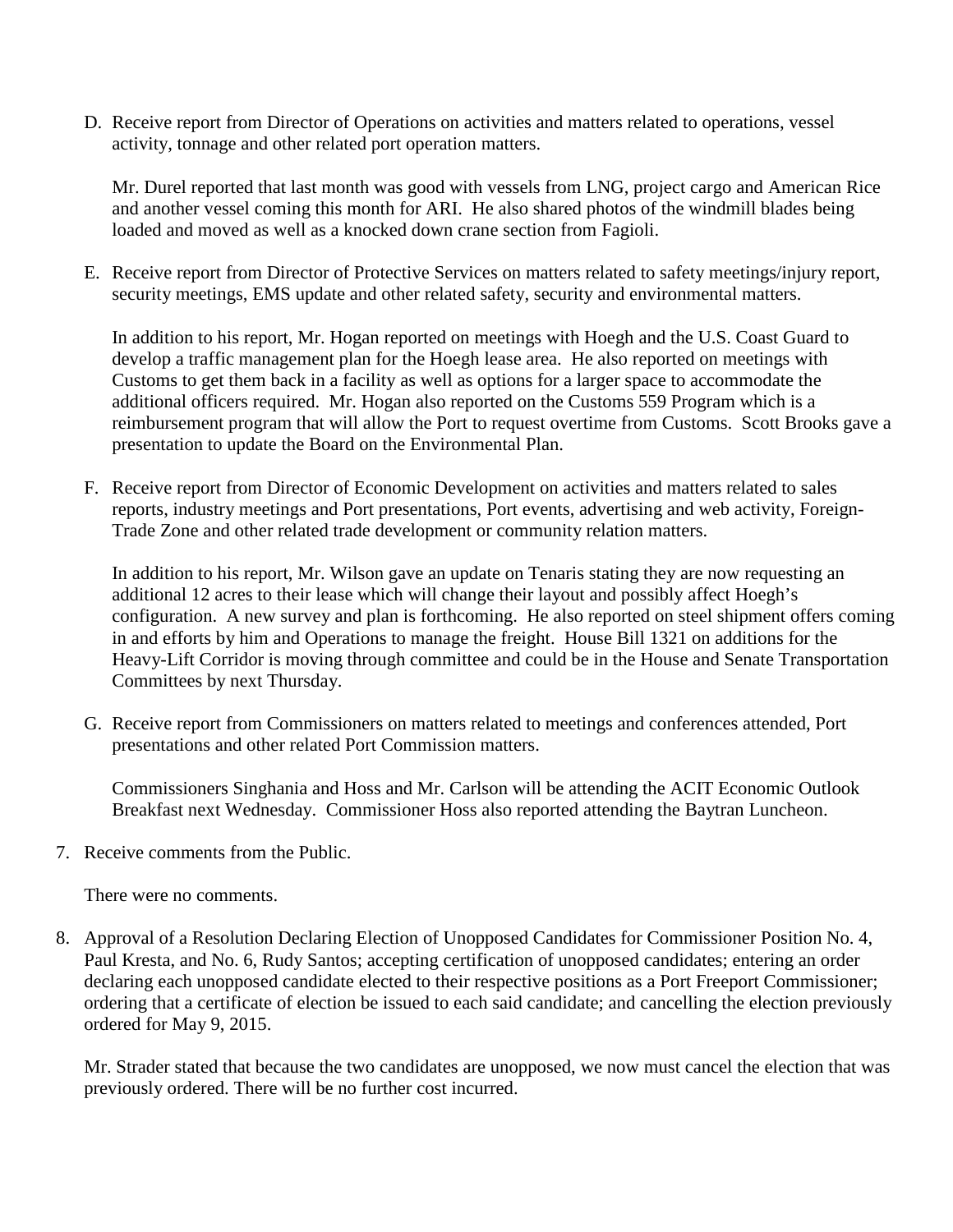D. Receive report from Director of Operations on activities and matters related to operations, vessel activity, tonnage and other related port operation matters.

   Mr. Durel reported that last month was good with vessels from LNG, project cargo and American Rice and another vessel coming this month for ARI. He also shared photos of the windmill blades being loaded and moved as well as a knocked down crane section from Fagioli.

E. Receive report from Director of Protective Services on matters related to safety meetings/injury report, security meetings, EMS update and other related safety, security and environmental matters.

   In addition to his report, Mr. Hogan reported on meetings with Hoegh and the U.S. Coast Guard to develop a traffic management plan for the Hoegh lease area. He also reported on meetings with Customs to get them back in a facility as well as options for a larger space to accommodate the additional officers required. Mr. Hogan also reported on the Customs 559 Program which is a reimbursement program that will allow the Port to request overtime from Customs. Scott Brooks gave a presentation to update the Board on the Environmental Plan.

F. Receive report from Director of Economic Development on activities and matters related to sales reports, industry meetings and Port presentations, Port events, advertising and web activity, Foreign-Trade Zone and other related trade development or community relation matters.

   In addition to his report, Mr. Wilson gave an update on Tenaris stating they are now requesting an additional 12 acres to their lease which will change their layout and possibly affect Hoegh's configuration. A new survey and plan is forthcoming. He also reported on steel shipment offers coming in and efforts by him and Operations to manage the freight. House Bill 1321 on additions for the Heavy-Lift Corridor is moving through committee and could be in the House and Senate Transportation Committees by next Thursday.

G. Receive report from Commissioners on matters related to meetings and conferences attended, Port presentations and other related Port Commission matters.

   Commissioners Singhania and Hoss and Mr. Carlson will be attending the ACIT Economic Outlook Breakfast next Wednesday. Commissioner Hoss also reported attending the Baytran Luncheon.

7. Receive comments from the Public.

   There were no comments.

8. Approval of a Resolution Declaring Election of Unopposed Candidates for Commissioner Position No. 4, Paul Kresta, and No. 6, Rudy Santos; accepting certification of unopposed candidates; entering an order declaring each unopposed candidate elected to their respective positions as a Port Freeport Commissioner; ordering that a certificate of election be issued to each said candidate; and cancelling the election previously ordered for May 9, 2015.

   Mr. Strader stated that because the two candidates are unopposed, we now must cancel the election that was previously ordered. There will be no further cost incurred.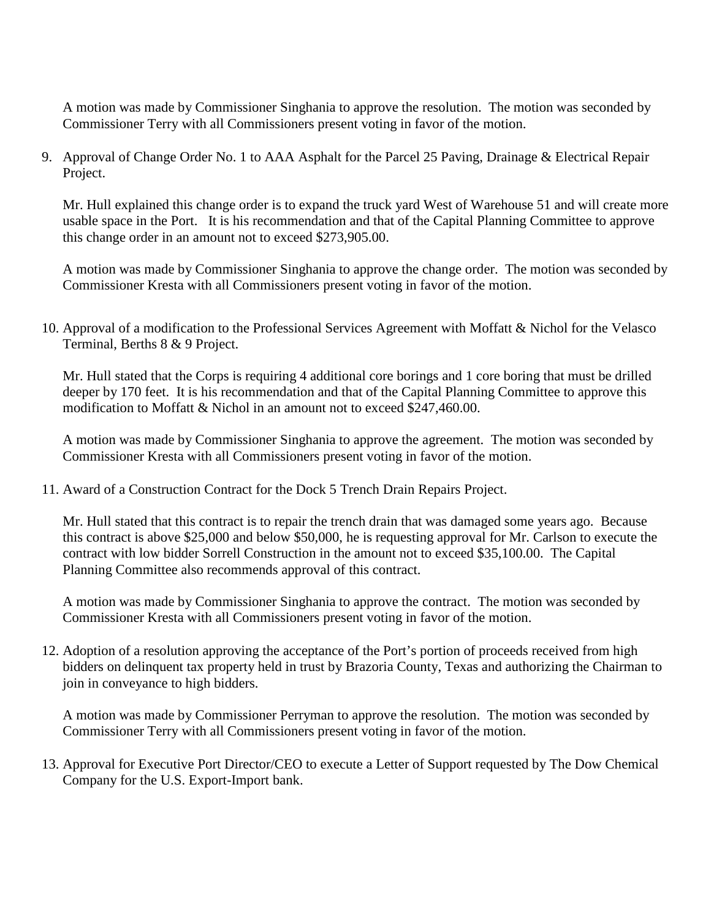A motion was made by Commissioner Singhania to approve the resolution. The motion was seconded by Commissioner Terry with all Commissioners present voting in favor of the motion.

9. Approval of Change Order No. 1 to AAA Asphalt for the Parcel 25 Paving, Drainage & Electrical Repair Project.

   Mr. Hull explained this change order is to expand the truck yard West of Warehouse 51 and will create more usable space in the Port. It is his recommendation and that of the Capital Planning Committee to approve this change order in an amount not to exceed $273,905.00.

   A motion was made by Commissioner Singhania to approve the change order. The motion was seconded by Commissioner Kresta with all Commissioners present voting in favor of the motion.

10. Approval of a modification to the Professional Services Agreement with Moffatt & Nichol for the Velasco Terminal, Berths 8 & 9 Project.

    Mr. Hull stated that the Corps is requiring 4 additional core borings and 1 core boring that must be drilled deeper by 170 feet. It is his recommendation and that of the Capital Planning Committee to approve this modification to Moffatt & Nichol in an amount not to exceed $247,460.00.

    A motion was made by Commissioner Singhania to approve the agreement. The motion was seconded by Commissioner Kresta with all Commissioners present voting in favor of the motion.

11. Award of a Construction Contract for the Dock 5 Trench Drain Repairs Project.

    Mr. Hull stated that this contract is to repair the trench drain that was damaged some years ago. Because this contract is above $25,000 and below $50,000, he is requesting approval for Mr. Carlson to execute the contract with low bidder Sorrell Construction in the amount not to exceed $35,100.00. The Capital Planning Committee also recommends approval of this contract.

    A motion was made by Commissioner Singhania to approve the contract. The motion was seconded by Commissioner Kresta with all Commissioners present voting in favor of the motion.

12. Adoption of a resolution approving the acceptance of the Port's portion of proceeds received from high bidders on delinquent tax property held in trust by Brazoria County, Texas and authorizing the Chairman to join in conveyance to high bidders.

    A motion was made by Commissioner Perryman to approve the resolution. The motion was seconded by Commissioner Terry with all Commissioners present voting in favor of the motion.

13. Approval for Executive Port Director/CEO to execute a Letter of Support requested by The Dow Chemical Company for the U.S. Export-Import bank.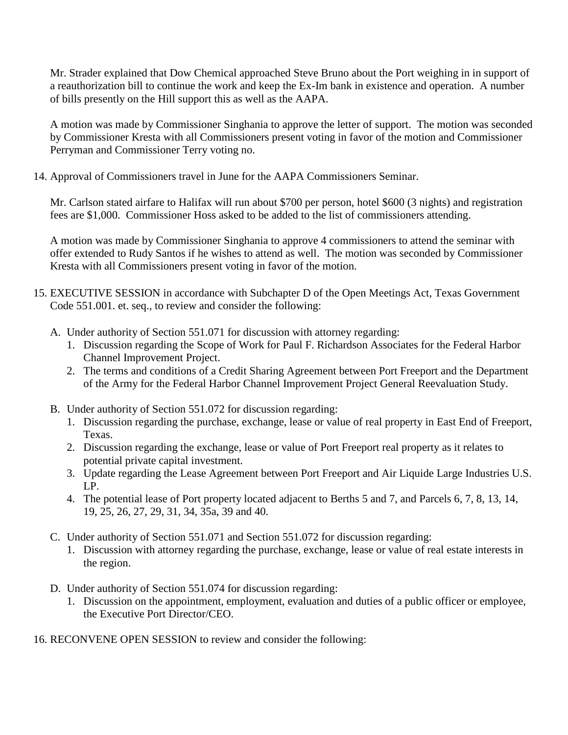Mr. Strader explained that Dow Chemical approached Steve Bruno about the Port weighing in in support of a reauthorization bill to continue the work and keep the Ex-Im bank in existence and operation. A number of bills presently on the Hill support this as well as the AAPA.

A motion was made by Commissioner Singhania to approve the letter of support. The motion was seconded by Commissioner Kresta with all Commissioners present voting in favor of the motion and Commissioner Perryman and Commissioner Terry voting no.

14. Approval of Commissioners travel in June for the AAPA Commissioners Seminar.

    Mr. Carlson stated airfare to Halifax will run about $700 per person, hotel $600 (3 nights) and registration fees are $1,000. Commissioner Hoss asked to be added to the list of commissioners attending.

    A motion was made by Commissioner Singhania to approve 4 commissioners to attend the seminar with offer extended to Rudy Santos if he wishes to attend as well. The motion was seconded by Commissioner Kresta with all Commissioners present voting in favor of the motion.

15. EXECUTIVE SESSION in accordance with Subchapter D of the Open Meetings Act, Texas Government Code 551.001. et. seq., to review and consider the following:

    A. Under authority of Section 551.071 for discussion with attorney regarding:
        1. Discussion regarding the Scope of Work for Paul F. Richardson Associates for the Federal Harbor Channel Improvement Project.
        2. The terms and conditions of a Credit Sharing Agreement between Port Freeport and the Department of the Army for the Federal Harbor Channel Improvement Project General Reevaluation Study.

    B. Under authority of Section 551.072 for discussion regarding:
        1. Discussion regarding the purchase, exchange, lease or value of real property in East End of Freeport, Texas.
        2. Discussion regarding the exchange, lease or value of Port Freeport real property as it relates to potential private capital investment.
        3. Update regarding the Lease Agreement between Port Freeport and Air Liquide Large Industries U.S. LP.
        4. The potential lease of Port property located adjacent to Berths 5 and 7, and Parcels 6, 7, 8, 13, 14, 19, 25, 26, 27, 29, 31, 34, 35a, 39 and 40.

    C. Under authority of Section 551.071 and Section 551.072 for discussion regarding:
        1. Discussion with attorney regarding the purchase, exchange, lease or value of real estate interests in the region.

    D. Under authority of Section 551.074 for discussion regarding:
        1. Discussion on the appointment, employment, evaluation and duties of a public officer or employee, the Executive Port Director/CEO.

16. RECONVENE OPEN SESSION to review and consider the following: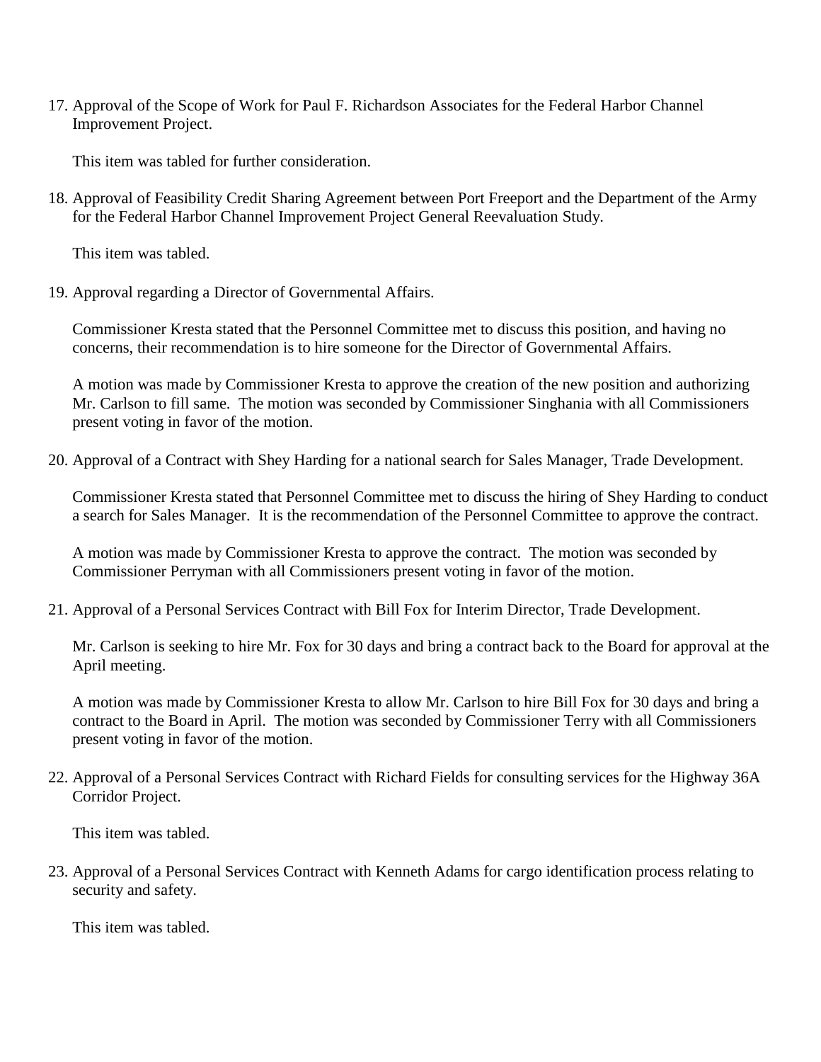17. Approval of the Scope of Work for Paul F. Richardson Associates for the Federal Harbor Channel Improvement Project.

    This item was tabled for further consideration.

18. Approval of Feasibility Credit Sharing Agreement between Port Freeport and the Department of the Army for the Federal Harbor Channel Improvement Project General Reevaluation Study.

    This item was tabled.

19. Approval regarding a Director of Governmental Affairs.

    Commissioner Kresta stated that the Personnel Committee met to discuss this position, and having no concerns, their recommendation is to hire someone for the Director of Governmental Affairs.

    A motion was made by Commissioner Kresta to approve the creation of the new position and authorizing Mr. Carlson to fill same. The motion was seconded by Commissioner Singhania with all Commissioners present voting in favor of the motion.

20. Approval of a Contract with Shey Harding for a national search for Sales Manager, Trade Development.

    Commissioner Kresta stated that Personnel Committee met to discuss the hiring of Shey Harding to conduct a search for Sales Manager. It is the recommendation of the Personnel Committee to approve the contract.

    A motion was made by Commissioner Kresta to approve the contract. The motion was seconded by Commissioner Perryman with all Commissioners present voting in favor of the motion.

21. Approval of a Personal Services Contract with Bill Fox for Interim Director, Trade Development.

    Mr. Carlson is seeking to hire Mr. Fox for 30 days and bring a contract back to the Board for approval at the April meeting.

    A motion was made by Commissioner Kresta to allow Mr. Carlson to hire Bill Fox for 30 days and bring a contract to the Board in April. The motion was seconded by Commissioner Terry with all Commissioners present voting in favor of the motion.

22. Approval of a Personal Services Contract with Richard Fields for consulting services for the Highway 36A Corridor Project.

    This item was tabled.

23. Approval of a Personal Services Contract with Kenneth Adams for cargo identification process relating to security and safety.

    This item was tabled.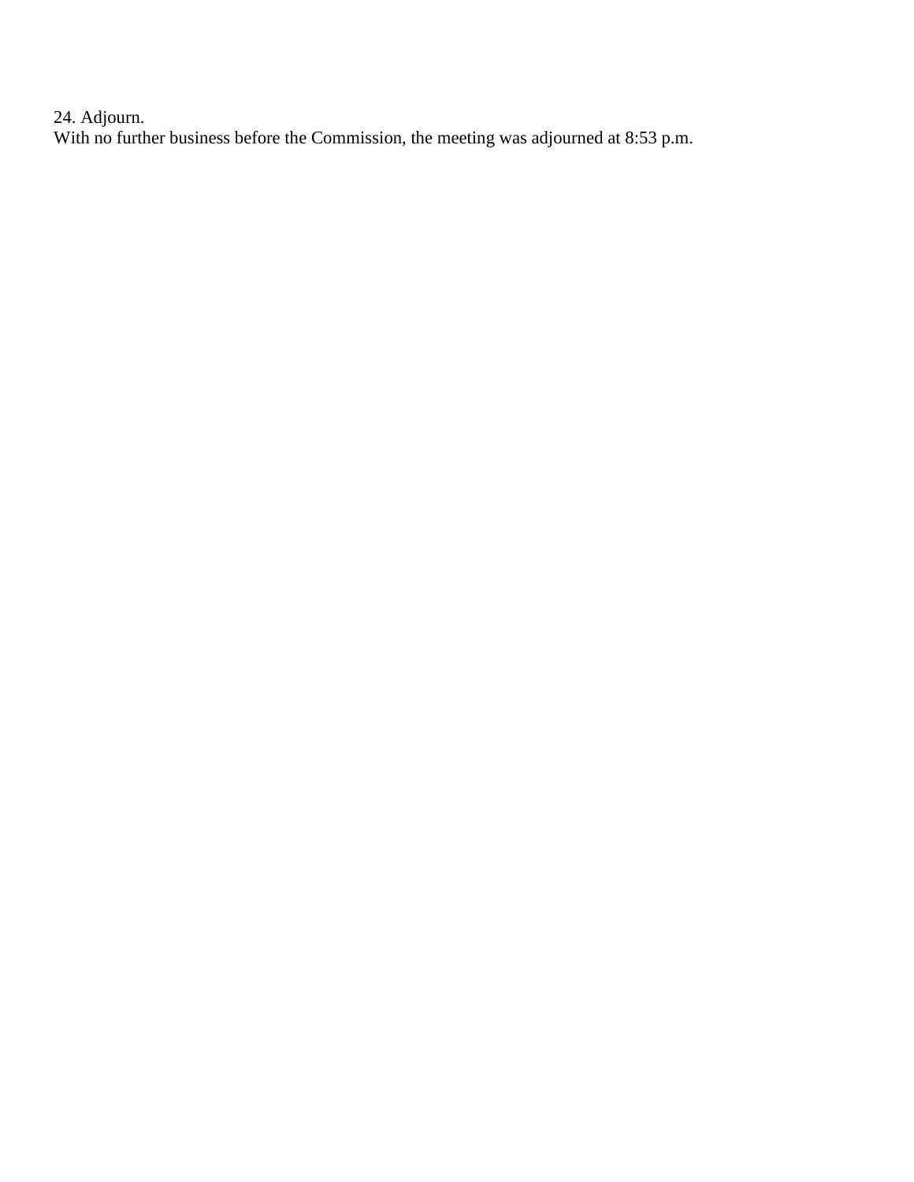24. Adjourn.

With no further business before the Commission, the meeting was adjourned at 8:53 p.m.